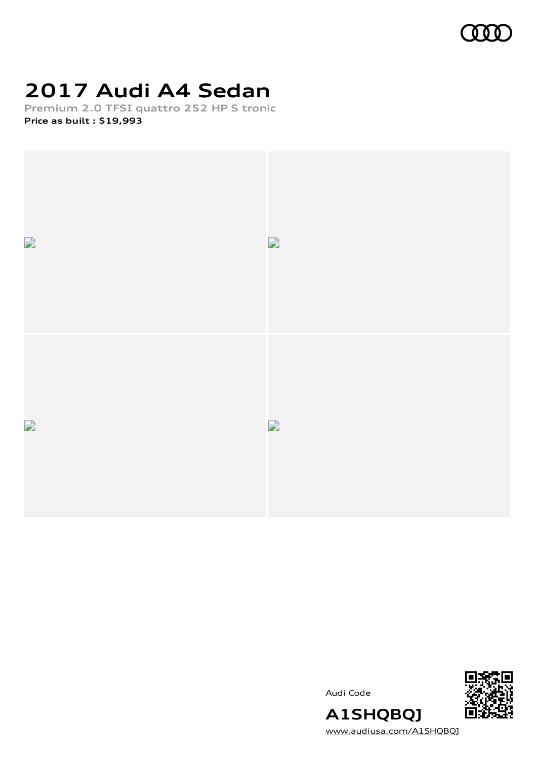# 2017 Audi A4 Sedan

**Premium 2.0 TFSI quattro 252 HP S tronic**

**Price as built : $19,993**

Audi Code

**A1SHQBQJ**

www.audiusa.com/A1SHQBQJ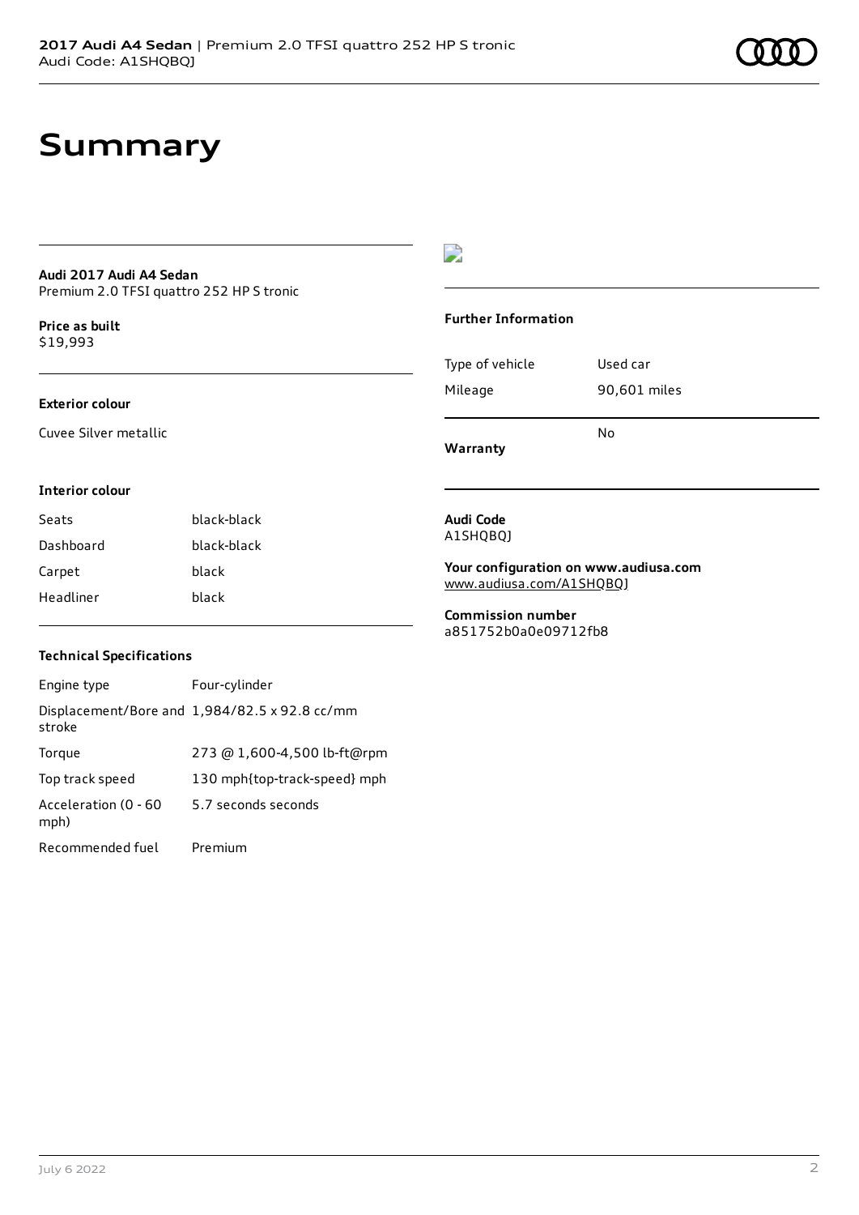# Summary

**Audi 2017 Audi A4 Sedan**
Premium 2.0 TFSI quattro 252 HP S tronic

**Price as built**
$19,993

### Exterior colour

Cuvee Silver metallic

### Interior colour

| | |
|---|---|
| Seats | black-black |
| Dashboard | black-black |
| Carpet | black |
| Headliner | black |

### Technical Specifications

| | |
|---|---|
| Engine type | Four-cylinder |
| Displacement/Bore and stroke | 1,984/82.5 x 92.8 cc/mm |
| Torque | 273 @ 1,600-4,500 lb-ft@rpm |
| Top track speed | 130 mph{top-track-speed} mph |
| Acceleration (0 - 60 mph) | 5.7 seconds seconds |
| Recommended fuel | Premium |

### Further Information

| | |
|---|---|
| Type of vehicle | Used car |
| Mileage | 90,601 miles |
| **Warranty** | No |

**Audi Code**
A1SHQBQJ

**Your configuration on www.audiusa.com**
www.audiusa.com/A1SHQBQJ

**Commission number**
a851752b0a0e09712fb8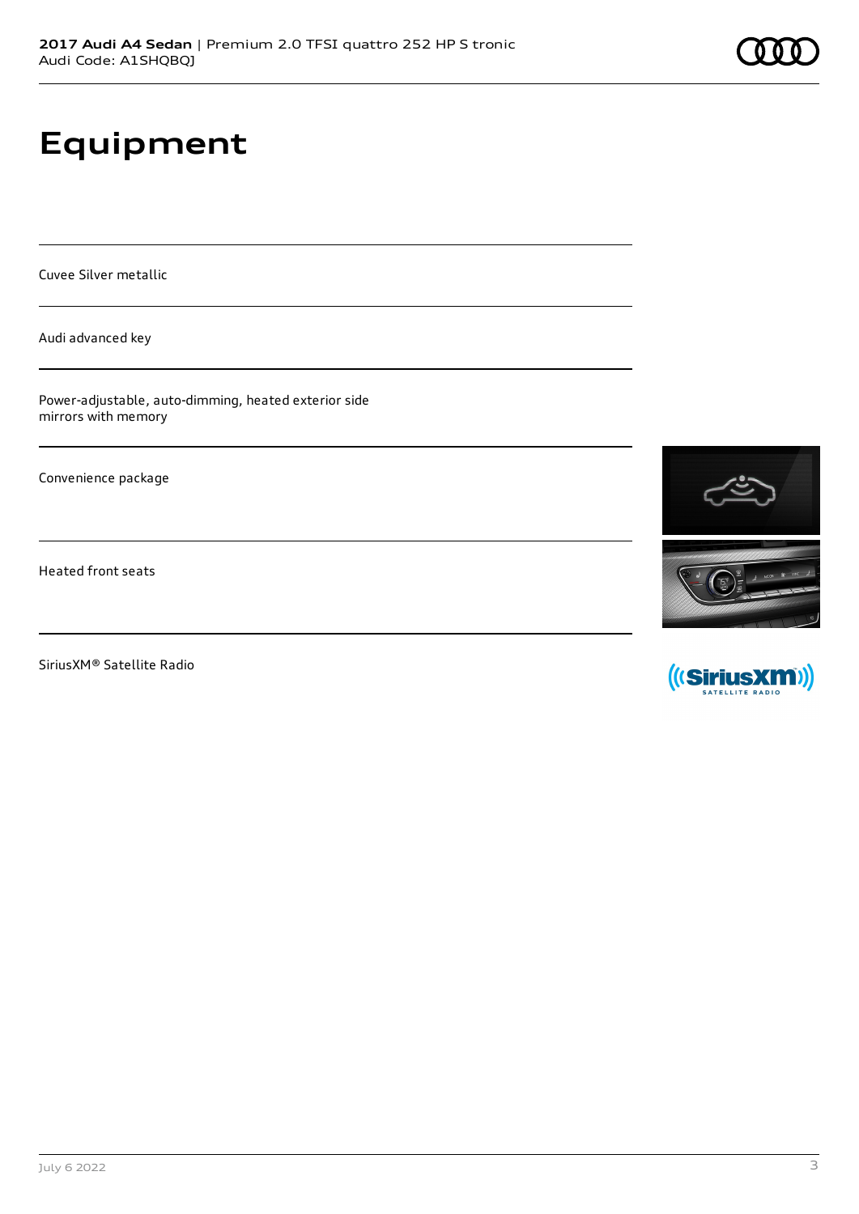# Equipment

Cuvee Silver metallic

Audi advanced key

Power-adjustable, auto-dimming, heated exterior side mirrors with memory

Convenience package

Heated front seats

SiriusXM® Satellite Radio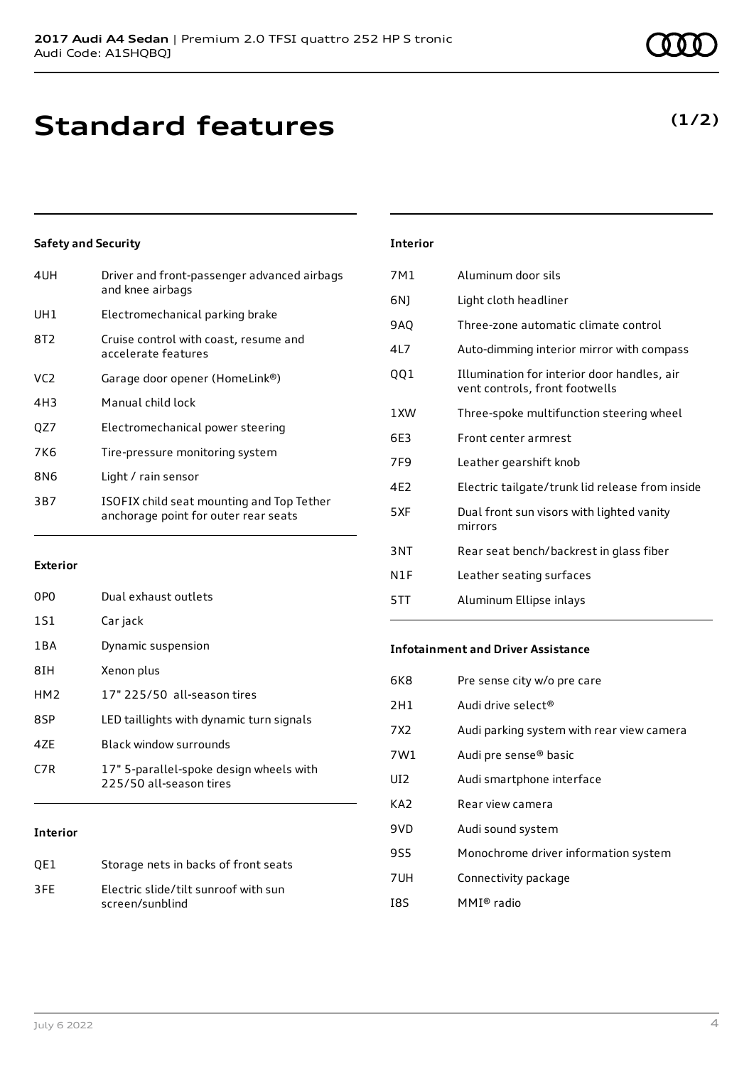**2017 Audi A4 Sedan** | Premium 2.0 TFSI quattro 252 HP S tronic
Audi Code: A1SHQBQJ

# Standard features

**(1/2)**

### Safety and Security

| | |
|---|---|
| 4UH | Driver and front-passenger advanced airbags and knee airbags |
| UH1 | Electromechanical parking brake |
| 8T2 | Cruise control with coast, resume and accelerate features |
| VC2 | Garage door opener (HomeLink®) |
| 4H3 | Manual child lock |
| QZ7 | Electromechanical power steering |
| 7K6 | Tire-pressure monitoring system |
| 8N6 | Light / rain sensor |
| 3B7 | ISOFIX child seat mounting and Top Tether anchorage point for outer rear seats |

### Exterior

| | |
|---|---|
| 0P0 | Dual exhaust outlets |
| 1S1 | Car jack |
| 1BA | Dynamic suspension |
| 8IH | Xenon plus |
| HM2 | 17" 225/50 all-season tires |
| 8SP | LED taillights with dynamic turn signals |
| 4ZE | Black window surrounds |
| C7R | 17" 5-parallel-spoke design wheels with 225/50 all-season tires |

### Interior

| | |
|---|---|
| QE1 | Storage nets in backs of front seats |
| 3FE | Electric slide/tilt sunroof with sun screen/sunblind |

### Interior

| | |
|---|---|
| 7M1 | Aluminum door sils |
| 6NJ | Light cloth headliner |
| 9AQ | Three-zone automatic climate control |
| 4L7 | Auto-dimming interior mirror with compass |
| QQ1 | Illumination for interior door handles, air vent controls, front footwells |
| 1XW | Three-spoke multifunction steering wheel |
| 6E3 | Front center armrest |
| 7F9 | Leather gearshift knob |
| 4E2 | Electric tailgate/trunk lid release from inside |
| 5XF | Dual front sun visors with lighted vanity mirrors |
| 3NT | Rear seat bench/backrest in glass fiber |
| N1F | Leather seating surfaces |
| 5TT | Aluminum Ellipse inlays |

### Infotainment and Driver Assistance

| | |
|---|---|
| 6K8 | Pre sense city w/o pre care |
| 2H1 | Audi drive select® |
| 7X2 | Audi parking system with rear view camera |
| 7W1 | Audi pre sense® basic |
| UI2 | Audi smartphone interface |
| KA2 | Rear view camera |
| 9VD | Audi sound system |
| 9S5 | Monochrome driver information system |
| 7UH | Connectivity package |
| I8S | MMI® radio |

July 6 2022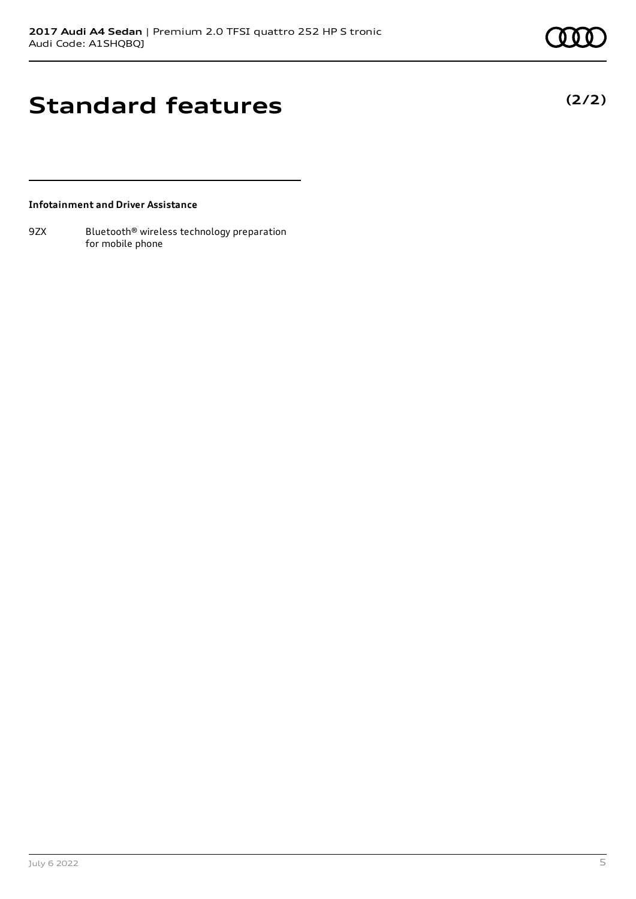# Standard features

**(2/2)**

**Infotainment and Driver Assistance**

| | |
|---|---|
| 9ZX | Bluetooth® wireless technology preparation for mobile phone |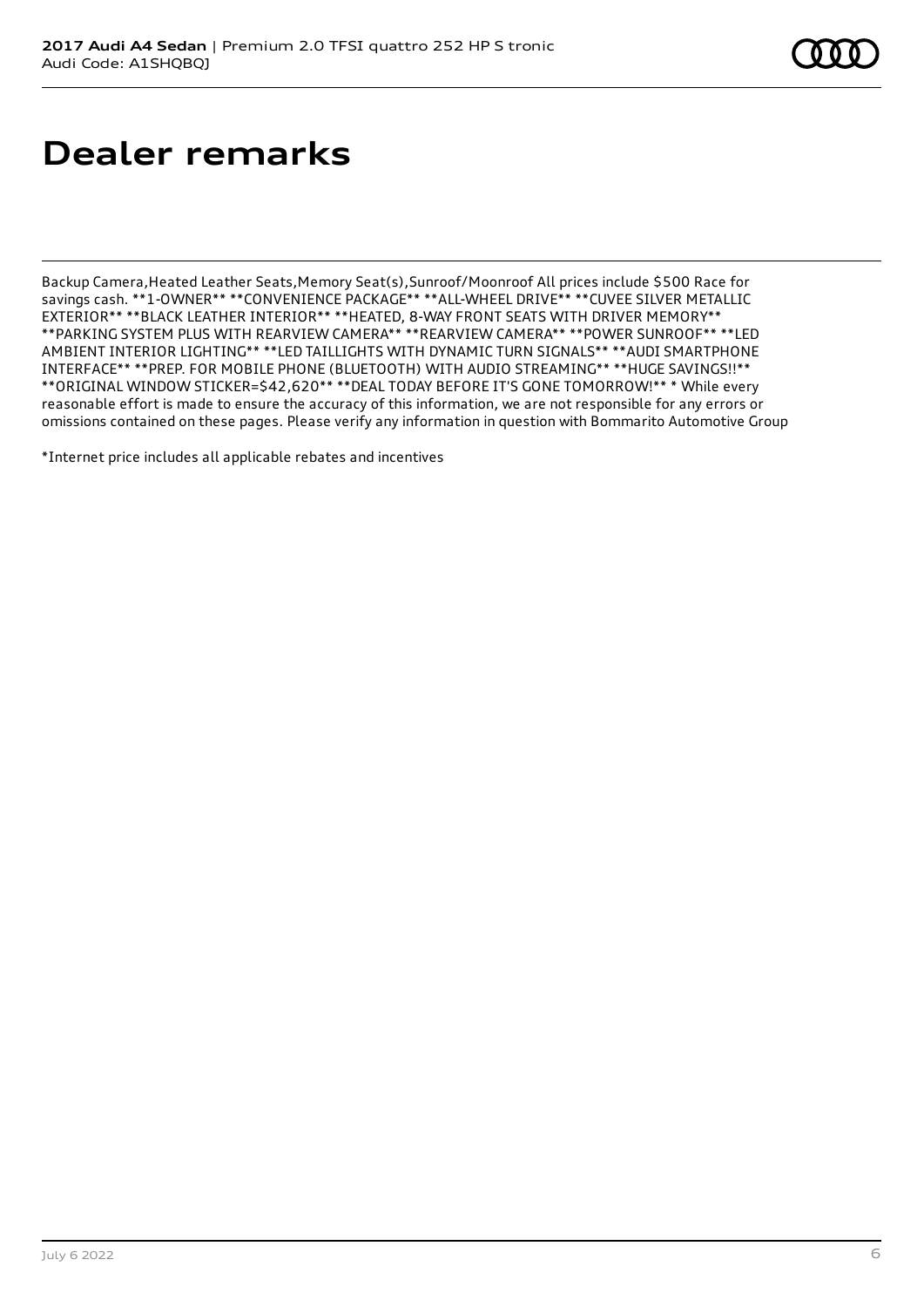# Dealer remarks

Backup Camera,Heated Leather Seats,Memory Seat(s),Sunroof/Moonroof All prices include $500 Race for savings cash. **1-OWNER** **CONVENIENCE PACKAGE** **ALL-WHEEL DRIVE** **CUVEE SILVER METALLIC EXTERIOR** **BLACK LEATHER INTERIOR** **HEATED, 8-WAY FRONT SEATS WITH DRIVER MEMORY** **PARKING SYSTEM PLUS WITH REARVIEW CAMERA** **REARVIEW CAMERA** **POWER SUNROOF** **LED AMBIENT INTERIOR LIGHTING** **LED TAILLIGHTS WITH DYNAMIC TURN SIGNALS** **AUDI SMARTPHONE INTERFACE** **PREP. FOR MOBILE PHONE (BLUETOOTH) WITH AUDIO STREAMING** **HUGE SAVINGS!!** **ORIGINAL WINDOW STICKER=$42,620** **DEAL TODAY BEFORE IT'S GONE TOMORROW!** * While every reasonable effort is made to ensure the accuracy of this information, we are not responsible for any errors or omissions contained on these pages. Please verify any information in question with Bommarito Automotive Group

*Internet price includes all applicable rebates and incentives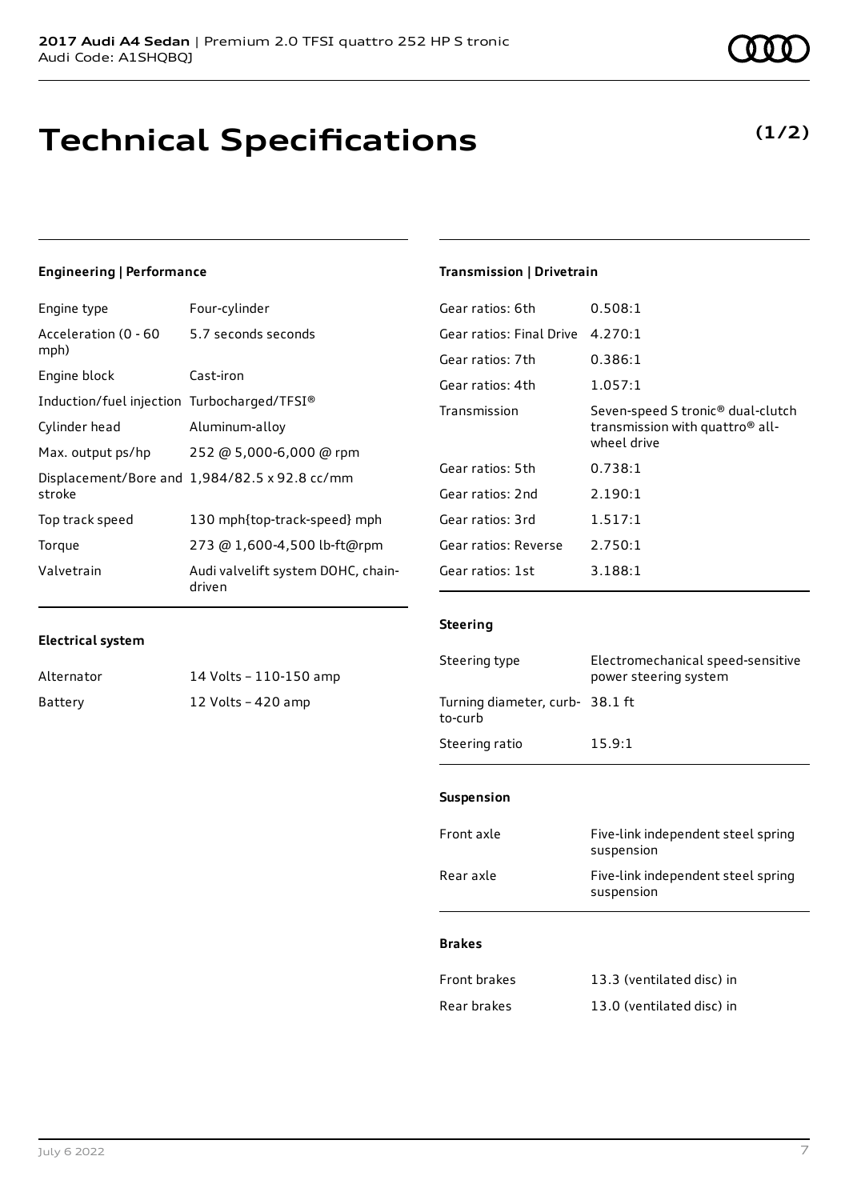**2017 Audi A4 Sedan** | Premium 2.0 TFSI quattro 252 HP S tronic
Audi Code: A1SHQBQJ

# Technical Specifications

**(1/2)**

### Engineering | Performance

| | |
|---|---|
| Engine type | Four-cylinder |
| Acceleration (0 - 60 mph) | 5.7 seconds seconds |
| Engine block | Cast-iron |
| Induction/fuel injection | Turbocharged/TFSI® |
| Cylinder head | Aluminum-alloy |
| Max. output ps/hp | 252 @ 5,000-6,000 @ rpm |
| Displacement/Bore and stroke | 1,984/82.5 x 92.8 cc/mm |
| Top track speed | 130 mph{top-track-speed} mph |
| Torque | 273 @ 1,600-4,500 lb-ft@rpm |
| Valvetrain | Audi valvelift system DOHC, chain-driven |

### Electrical system

| | |
|---|---|
| Alternator | 14 Volts – 110-150 amp |
| Battery | 12 Volts – 420 amp |

### Transmission | Drivetrain

| | |
|---|---|
| Gear ratios: 6th | 0.508:1 |
| Gear ratios: Final Drive | 4.270:1 |
| Gear ratios: 7th | 0.386:1 |
| Gear ratios: 4th | 1.057:1 |
| Transmission | Seven-speed S tronic® dual-clutch transmission with quattro® all-wheel drive |
| Gear ratios: 5th | 0.738:1 |
| Gear ratios: 2nd | 2.190:1 |
| Gear ratios: 3rd | 1.517:1 |
| Gear ratios: Reverse | 2.750:1 |
| Gear ratios: 1st | 3.188:1 |

### Steering

| | |
|---|---|
| Steering type | Electromechanical speed-sensitive power steering system |
| Turning diameter, curb-to-curb | 38.1 ft |
| Steering ratio | 15.9:1 |

### Suspension

| | |
|---|---|
| Front axle | Five-link independent steel spring suspension |
| Rear axle | Five-link independent steel spring suspension |

### Brakes

| | |
|---|---|
| Front brakes | 13.3 (ventilated disc) in |
| Rear brakes | 13.0 (ventilated disc) in |

July 6 2022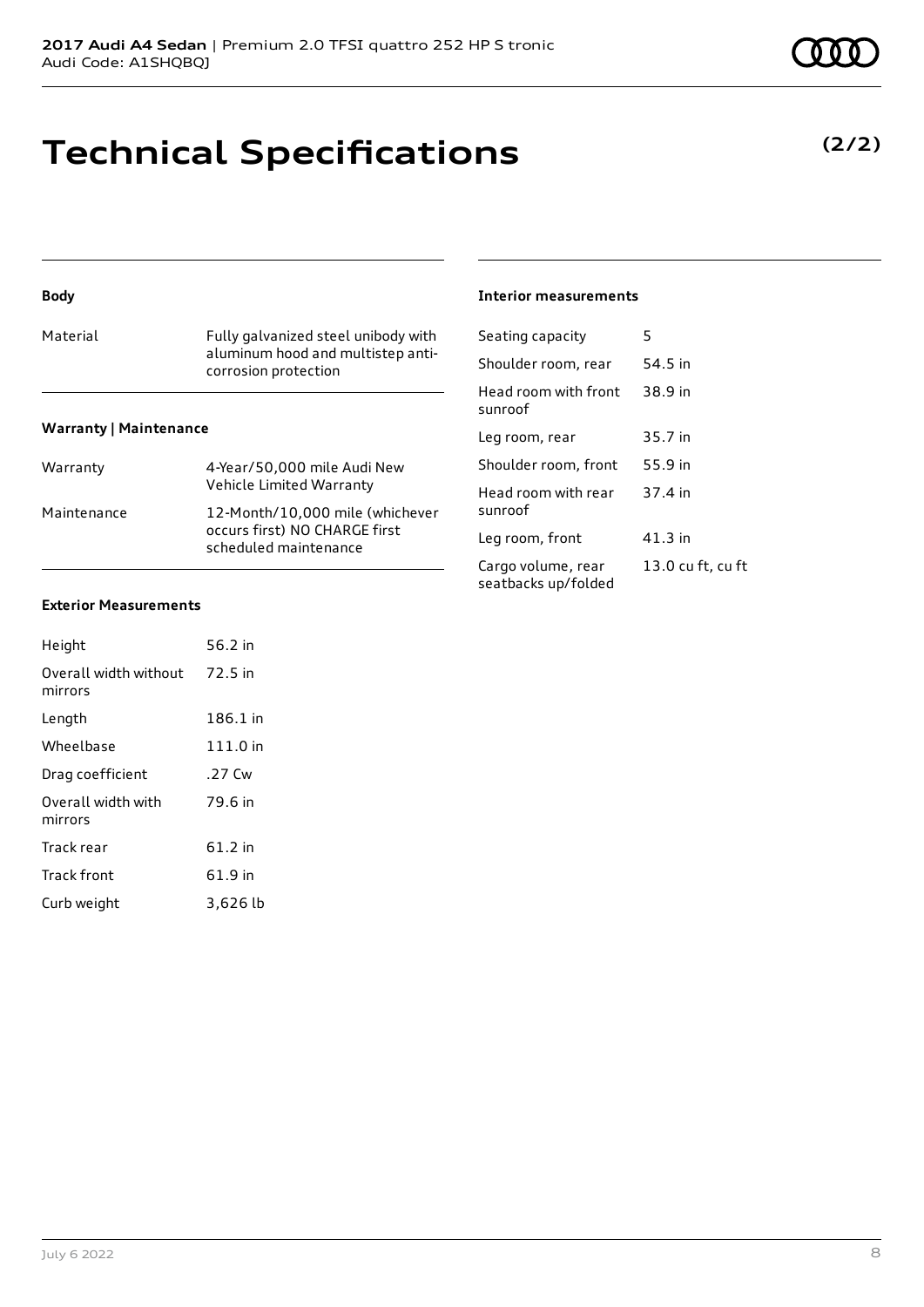# Technical Specifications

**(2/2)**

#### Body

| | |
|---|---|
| Material | Fully galvanized steel unibody with aluminum hood and multistep anti-corrosion protection |

#### Warranty | Maintenance

| | |
|---|---|
| Warranty | 4-Year/50,000 mile Audi New Vehicle Limited Warranty |
| Maintenance | 12-Month/10,000 mile (whichever occurs first) NO CHARGE first scheduled maintenance |

#### Exterior Measurements

| | |
|---|---|
| Height | 56.2 in |
| Overall width without mirrors | 72.5 in |
| Length | 186.1 in |
| Wheelbase | 111.0 in |
| Drag coefficient | .27 Cw |
| Overall width with mirrors | 79.6 in |
| Track rear | 61.2 in |
| Track front | 61.9 in |
| Curb weight | 3,626 lb |

#### Interior measurements

| | |
|---|---|
| Seating capacity | 5 |
| Shoulder room, rear | 54.5 in |
| Head room with front sunroof | 38.9 in |
| Leg room, rear | 35.7 in |
| Shoulder room, front | 55.9 in |
| Head room with rear sunroof | 37.4 in |
| Leg room, front | 41.3 in |
| Cargo volume, rear seatbacks up/folded | 13.0 cu ft, cu ft |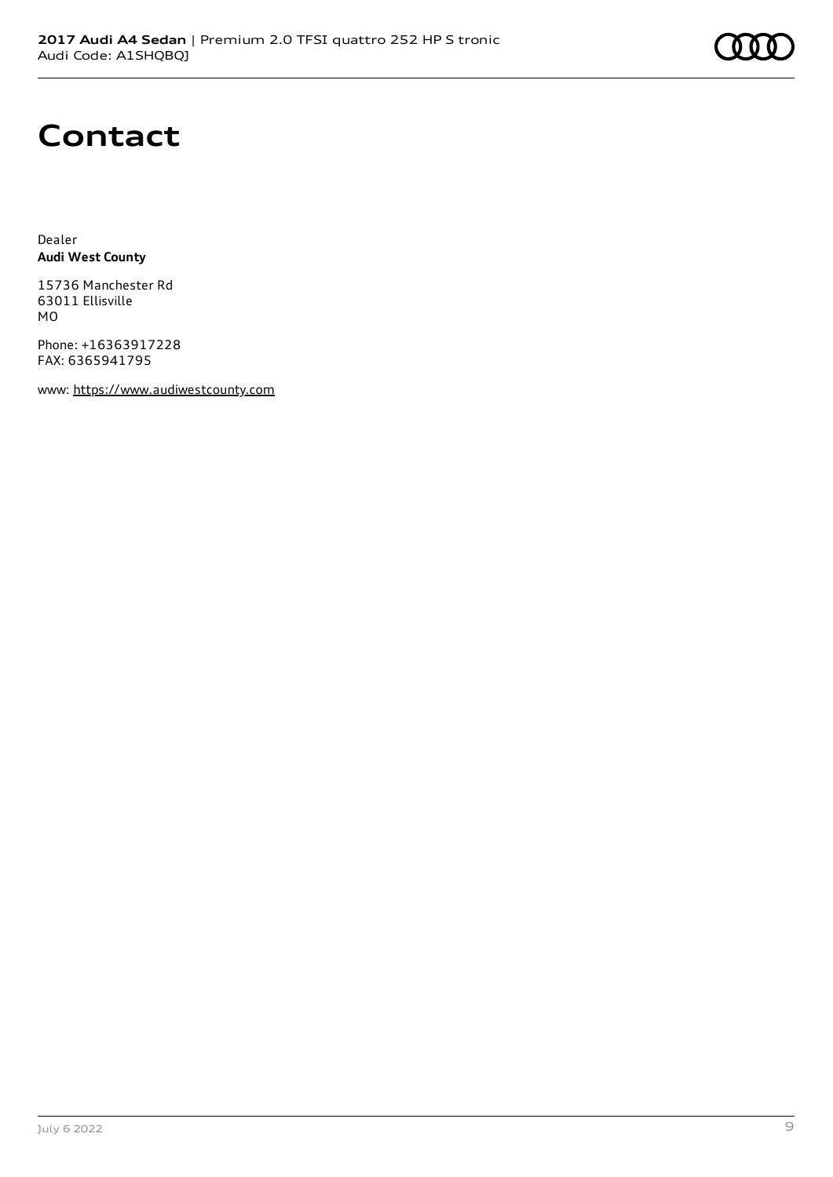# Contact

Dealer
**Audi West County**

15736 Manchester Rd
63011 Ellisville
MO

Phone: +16363917228
FAX: 6365941795

www: https://www.audiwestcounty.com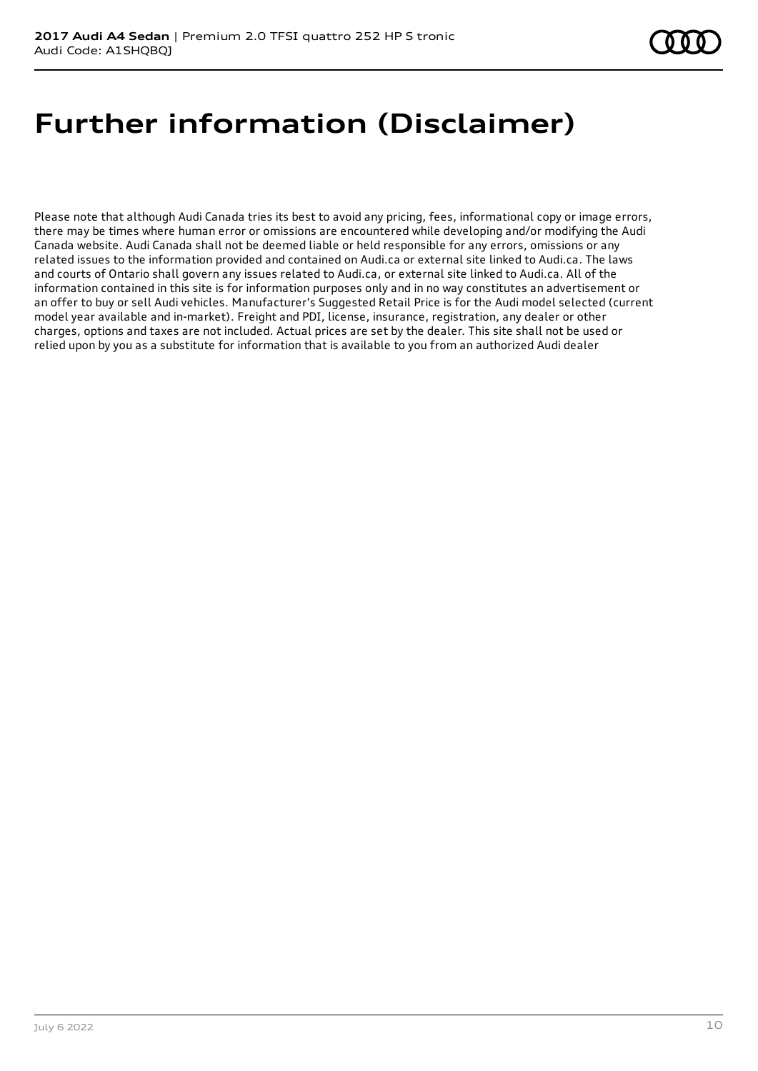# Further information (Disclaimer)

Please note that although Audi Canada tries its best to avoid any pricing, fees, informational copy or image errors, there may be times where human error or omissions are encountered while developing and/or modifying the Audi Canada website. Audi Canada shall not be deemed liable or held responsible for any errors, omissions or any related issues to the information provided and contained on Audi.ca or external site linked to Audi.ca. The laws and courts of Ontario shall govern any issues related to Audi.ca, or external site linked to Audi.ca. All of the information contained in this site is for information purposes only and in no way constitutes an advertisement or an offer to buy or sell Audi vehicles. Manufacturer's Suggested Retail Price is for the Audi model selected (current model year available and in-market). Freight and PDI, license, insurance, registration, any dealer or other charges, options and taxes are not included. Actual prices are set by the dealer. This site shall not be used or relied upon by you as a substitute for information that is available to you from an authorized Audi dealer